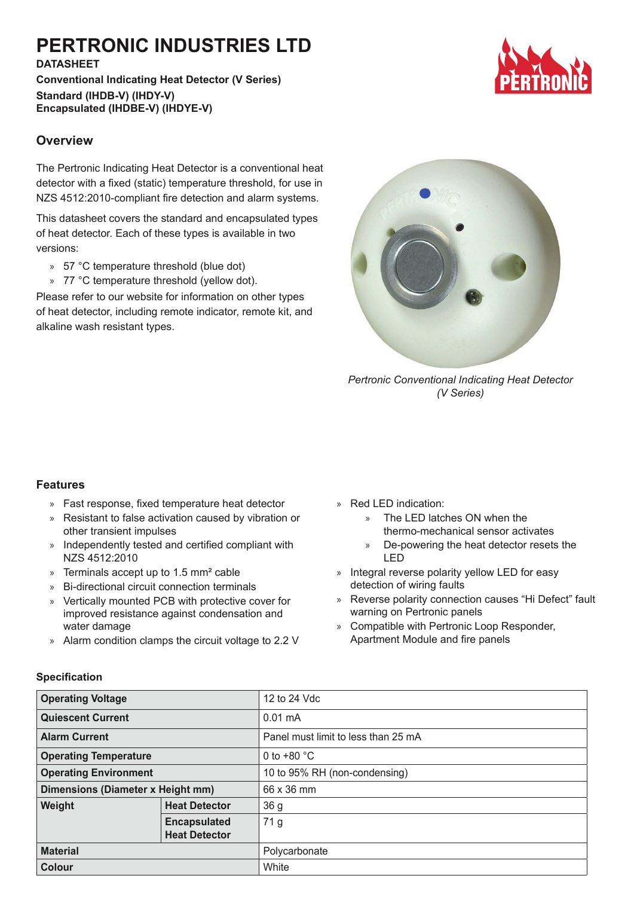# PERTRONIC INDUSTRIES LTD

**DATASHEET**

**Conventional Indicating Heat Detector (V Series)**

**Standard (IHDB-V) (IHDY-V)**
**Encapsulated (IHDBE-V) (IHDYE-V)**

## Overview

The Pertronic Indicating Heat Detector is a conventional heat detector with a fixed (static) temperature threshold, for use in NZS 4512:2010-compliant fire detection and alarm systems.

This datasheet covers the standard and encapsulated types of heat detector. Each of these types is available in two versions:

- 57 °C temperature threshold (blue dot)
- 77 °C temperature threshold (yellow dot).

Please refer to our website for information on other types of heat detector, including remote indicator, remote kit, and alkaline wash resistant types.

*Pertronic Conventional Indicating Heat Detector (V Series)*

## Features

- Fast response, fixed temperature heat detector
- Resistant to false activation caused by vibration or other transient impulses
- Independently tested and certified compliant with NZS 4512:2010
- Terminals accept up to 1.5 mm² cable
- Bi-directional circuit connection terminals
- Vertically mounted PCB with protective cover for improved resistance against condensation and water damage
- Alarm condition clamps the circuit voltage to 2.2 V
- Red LED indication:
  - The LED latches ON when the thermo-mechanical sensor activates
  - De-powering the heat detector resets the LED
- Integral reverse polarity yellow LED for easy detection of wiring faults
- Reverse polarity connection causes "Hi Defect" fault warning on Pertronic panels
- Compatible with Pertronic Loop Responder, Apartment Module and fire panels

### Specification

| | | |
|---|---|---|
| **Operating Voltage** | | 12 to 24 Vdc |
| **Quiescent Current** | | 0.01 mA |
| **Alarm Current** | | Panel must limit to less than 25 mA |
| **Operating Temperature** | | 0 to +80 °C |
| **Operating Environment** | | 10 to 95% RH (non-condensing) |
| **Dimensions (Diameter x Height mm)** | | 66 x 36 mm |
| **Weight** | **Heat Detector** | 36 g |
| | **Encapsulated Heat Detector** | 71 g |
| **Material** | | Polycarbonate |
| **Colour** | | White |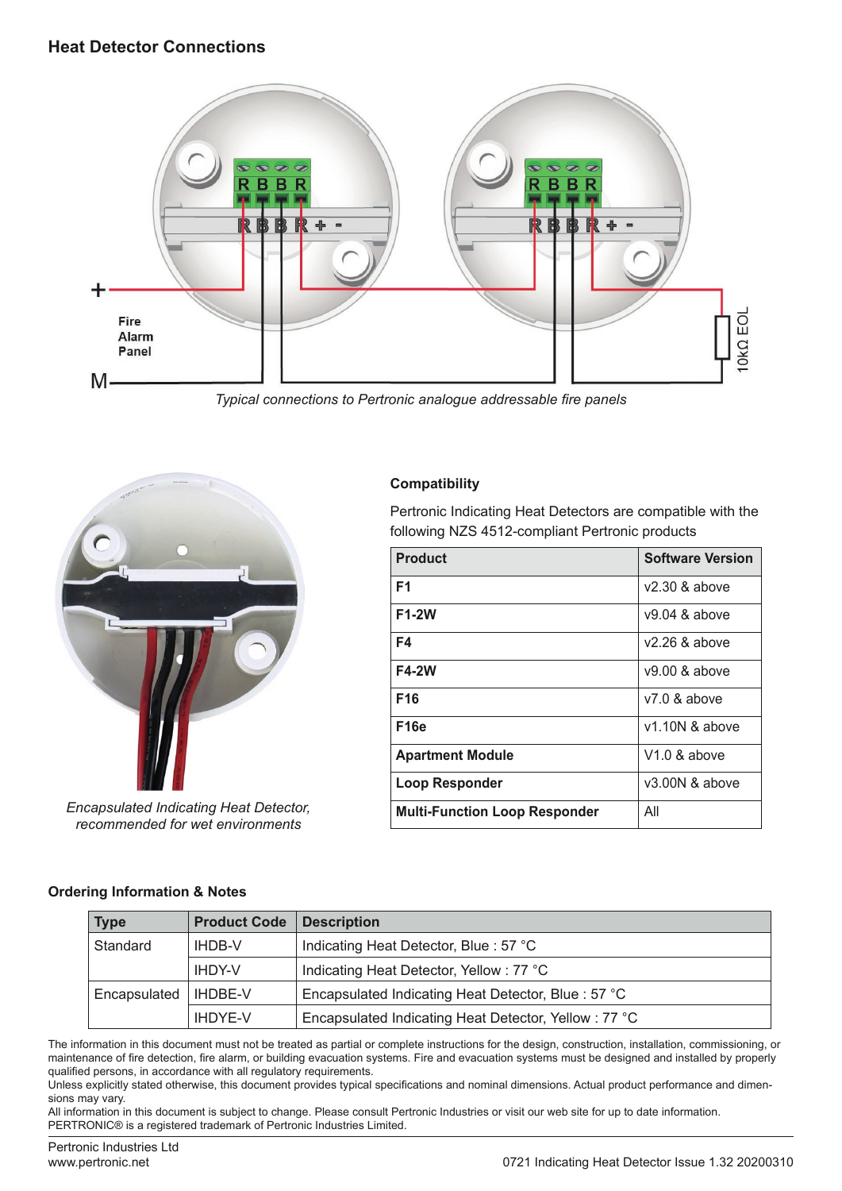## Heat Detector Connections

+

Fire Alarm Panel

M

R B B R

R B B R + -

10kΩ EOL

*Typical connections to Pertronic analogue addressable fire panels*

*Encapsulated Indicating Heat Detector, recommended for wet environments*

### Compatibility

Pertronic Indicating Heat Detectors are compatible with the following NZS 4512-compliant Pertronic products

| Product | Software Version |
|---|---|
| **F1** | v2.30 & above |
| **F1-2W** | v9.04 & above |
| **F4** | v2.26 & above |
| **F4-2W** | v9.00 & above |
| **F16** | v7.0 & above |
| **F16e** | v1.10N & above |
| **Apartment Module** | V1.0 & above |
| **Loop Responder** | v3.00N & above |
| **Multi-Function Loop Responder** | All |

## Ordering Information & Notes

| Type | Product Code | Description |
|---|---|---|
| Standard | IHDB-V | Indicating Heat Detector, Blue : 57 °C |
| | IHDY-V | Indicating Heat Detector, Yellow : 77 °C |
| Encapsulated | IHDBE-V | Encapsulated Indicating Heat Detector, Blue : 57 °C |
| | IHDYE-V | Encapsulated Indicating Heat Detector, Yellow : 77 °C |

The information in this document must not be treated as partial or complete instructions for the design, construction, installation, commissioning, or maintenance of fire detection, fire alarm, or building evacuation systems. Fire and evacuation systems must be designed and installed by properly qualified persons, in accordance with all regulatory requirements.
Unless explicitly stated otherwise, this document provides typical specifications and nominal dimensions. Actual product performance and dimensions may vary.
All information in this document is subject to change. Please consult Pertronic Industries or visit our web site for up to date information.
PERTRONIC® is a registered trademark of Pertronic Industries Limited.

Pertronic Industries Ltd
www.pertronic.net

0721 Indicating Heat Detector Issue 1.32 20200310